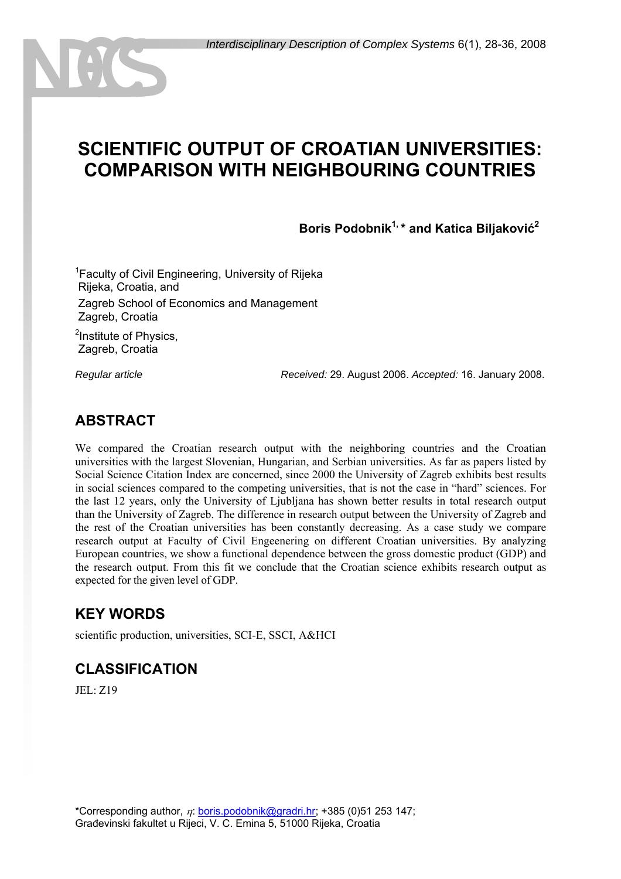# SCIENTIFIC OUTPUT OF CROATIAN UNIVERSITIES: COMPARISON WITH NEIGHBOURING COUNTRIES

**Boris Podobnik[1,] * and Katica Biljaković[2]**

[1]Faculty of Civil Engineering, University of Rijeka
Rijeka, Croatia, and
Zagreb School of Economics and Management
Zagreb, Croatia

[2]Institute of Physics,
Zagreb, Croatia

*Regular article* *Received:* 29. August 2006. *Accepted:* 16. January 2008.

## ABSTRACT

We compared the Croatian research output with the neighboring countries and the Croatian universities with the largest Slovenian, Hungarian, and Serbian universities. As far as papers listed by Social Science Citation Index are concerned, since 2000 the University of Zagreb exhibits best results in social sciences compared to the competing universities, that is not the case in "hard" sciences. For the last 12 years, only the University of Ljubljana has shown better results in total research output than the University of Zagreb. The difference in research output between the University of Zagreb and the rest of the Croatian universities has been constantly decreasing. As a case study we compare research output at Faculty of Civil Engeenering on different Croatian universities. By analyzing European countries, we show a functional dependence between the gross domestic product (GDP) and the research output. From this fit we conclude that the Croatian science exhibits research output as expected for the given level of GDP.

## KEY WORDS

scientific production, universities, SCI-E, SSCI, A&HCI

## CLASSIFICATION

JEL: Z19

*Corresponding author, $\eta$: boris.podobnik@gradri.hr; +385 (0)51 253 147;
Građevinski fakultet u Rijeci, V. C. Emina 5, 51000 Rijeka, Croatia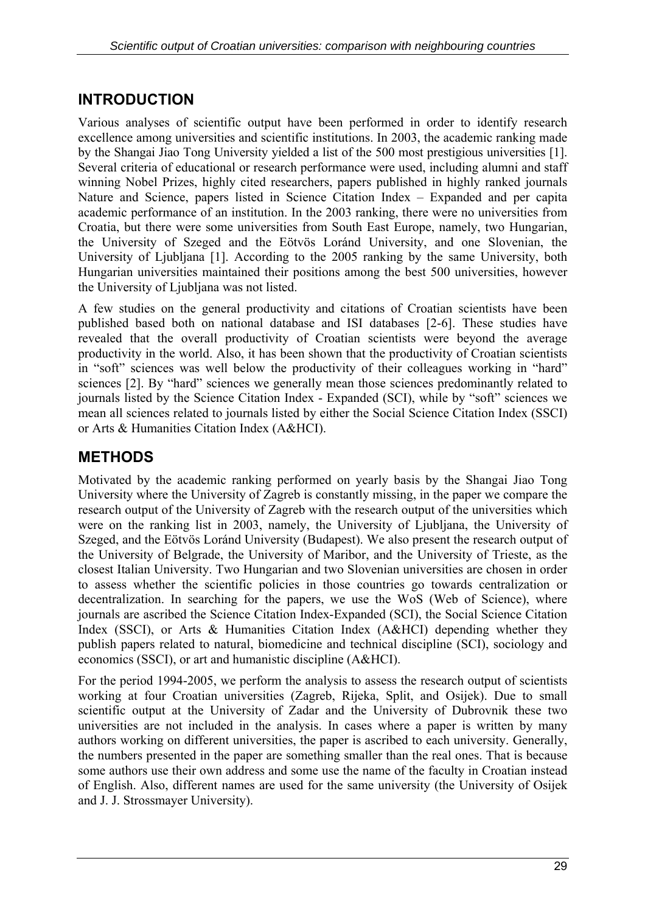## INTRODUCTION

Various analyses of scientific output have been performed in order to identify research excellence among universities and scientific institutions. In 2003, the academic ranking made by the Shangai Jiao Tong University yielded a list of the 500 most prestigious universities [1]. Several criteria of educational or research performance were used, including alumni and staff winning Nobel Prizes, highly cited researchers, papers published in highly ranked journals Nature and Science, papers listed in Science Citation Index – Expanded and per capita academic performance of an institution. In the 2003 ranking, there were no universities from Croatia, but there were some universities from South East Europe, namely, two Hungarian, the University of Szeged and the Eötvös Loránd University, and one Slovenian, the University of Ljubljana [1]. According to the 2005 ranking by the same University, both Hungarian universities maintained their positions among the best 500 universities, however the University of Ljubljana was not listed.

A few studies on the general productivity and citations of Croatian scientists have been published based both on national database and ISI databases [2-6]. These studies have revealed that the overall productivity of Croatian scientists were beyond the average productivity in the world. Also, it has been shown that the productivity of Croatian scientists in "soft" sciences was well below the productivity of their colleagues working in "hard" sciences [2]. By "hard" sciences we generally mean those sciences predominantly related to journals listed by the Science Citation Index - Expanded (SCI), while by "soft" sciences we mean all sciences related to journals listed by either the Social Science Citation Index (SSCI) or Arts & Humanities Citation Index (A&HCI).

## METHODS

Motivated by the academic ranking performed on yearly basis by the Shangai Jiao Tong University where the University of Zagreb is constantly missing, in the paper we compare the research output of the University of Zagreb with the research output of the universities which were on the ranking list in 2003, namely, the University of Ljubljana, the University of Szeged, and the Eötvös Loránd University (Budapest). We also present the research output of the University of Belgrade, the University of Maribor, and the University of Trieste, as the closest Italian University. Two Hungarian and two Slovenian universities are chosen in order to assess whether the scientific policies in those countries go towards centralization or decentralization. In searching for the papers, we use the WoS (Web of Science), where journals are ascribed the Science Citation Index-Expanded (SCI), the Social Science Citation Index (SSCI), or Arts & Humanities Citation Index (A&HCI) depending whether they publish papers related to natural, biomedicine and technical discipline (SCI), sociology and economics (SSCI), or art and humanistic discipline (A&HCI).

For the period 1994-2005, we perform the analysis to assess the research output of scientists working at four Croatian universities (Zagreb, Rijeka, Split, and Osijek). Due to small scientific output at the University of Zadar and the University of Dubrovnik these two universities are not included in the analysis. In cases where a paper is written by many authors working on different universities, the paper is ascribed to each university. Generally, the numbers presented in the paper are something smaller than the real ones. That is because some authors use their own address and some use the name of the faculty in Croatian instead of English. Also, different names are used for the same university (the University of Osijek and J. J. Strossmayer University).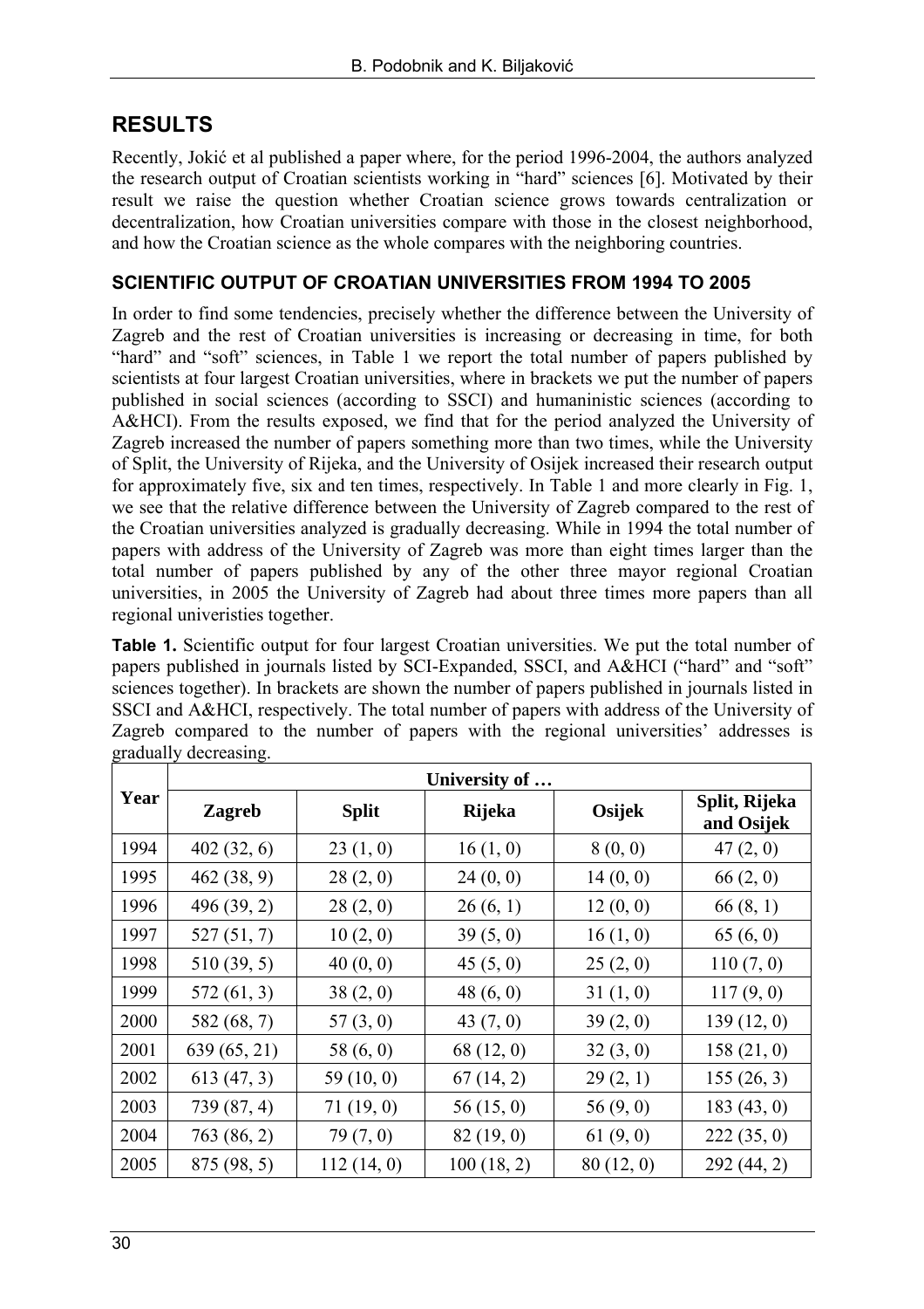## RESULTS

Recently, Jokić et al published a paper where, for the period 1996-2004, the authors analyzed the research output of Croatian scientists working in "hard" sciences [6]. Motivated by their result we raise the question whether Croatian science grows towards centralization or decentralization, how Croatian universities compare with those in the closest neighborhood, and how the Croatian science as the whole compares with the neighboring countries.

### SCIENTIFIC OUTPUT OF CROATIAN UNIVERSITIES FROM 1994 TO 2005

In order to find some tendencies, precisely whether the difference between the University of Zagreb and the rest of Croatian universities is increasing or decreasing in time, for both "hard" and "soft" sciences, in Table 1 we report the total number of papers published by scientists at four largest Croatian universities, where in brackets we put the number of papers published in social sciences (according to SSCI) and humaninistic sciences (according to A&HCI). From the results exposed, we find that for the period analyzed the University of Zagreb increased the number of papers something more than two times, while the University of Split, the University of Rijeka, and the University of Osijek increased their research output for approximately five, six and ten times, respectively. In Table 1 and more clearly in Fig. 1, we see that the relative difference between the University of Zagreb compared to the rest of the Croatian universities analyzed is gradually decreasing. While in 1994 the total number of papers with address of the University of Zagreb was more than eight times larger than the total number of papers published by any of the other three mayor regional Croatian universities, in 2005 the University of Zagreb had about three times more papers than all regional univeristies together.

**Table 1.** Scientific output for four largest Croatian universities. We put the total number of papers published in journals listed by SCI-Expanded, SSCI, and A&HCI ("hard" and "soft" sciences together). In brackets are shown the number of papers published in journals listed in SSCI and A&HCI, respectively. The total number of papers with address of the University of Zagreb compared to the number of papers with the regional universities' addresses is gradually decreasing.

| Year | University of … | | | | |
|---|---|---|---|---|---|
| | **Zagreb** | **Split** | **Rijeka** | **Osijek** | **Split, Rijeka and Osijek** |
| 1994 | 402 (32, 6) | 23 (1, 0) | 16 (1, 0) | 8 (0, 0) | 47 (2, 0) |
| 1995 | 462 (38, 9) | 28 (2, 0) | 24 (0, 0) | 14 (0, 0) | 66 (2, 0) |
| 1996 | 496 (39, 2) | 28 (2, 0) | 26 (6, 1) | 12 (0, 0) | 66 (8, 1) |
| 1997 | 527 (51, 7) | 10 (2, 0) | 39 (5, 0) | 16 (1, 0) | 65 (6, 0) |
| 1998 | 510 (39, 5) | 40 (0, 0) | 45 (5, 0) | 25 (2, 0) | 110 (7, 0) |
| 1999 | 572 (61, 3) | 38 (2, 0) | 48 (6, 0) | 31 (1, 0) | 117 (9, 0) |
| 2000 | 582 (68, 7) | 57 (3, 0) | 43 (7, 0) | 39 (2, 0) | 139 (12, 0) |
| 2001 | 639 (65, 21) | 58 (6, 0) | 68 (12, 0) | 32 (3, 0) | 158 (21, 0) |
| 2002 | 613 (47, 3) | 59 (10, 0) | 67 (14, 2) | 29 (2, 1) | 155 (26, 3) |
| 2003 | 739 (87, 4) | 71 (19, 0) | 56 (15, 0) | 56 (9, 0) | 183 (43, 0) |
| 2004 | 763 (86, 2) | 79 (7, 0) | 82 (19, 0) | 61 (9, 0) | 222 (35, 0) |
| 2005 | 875 (98, 5) | 112 (14, 0) | 100 (18, 2) | 80 (12, 0) | 292 (44, 2) |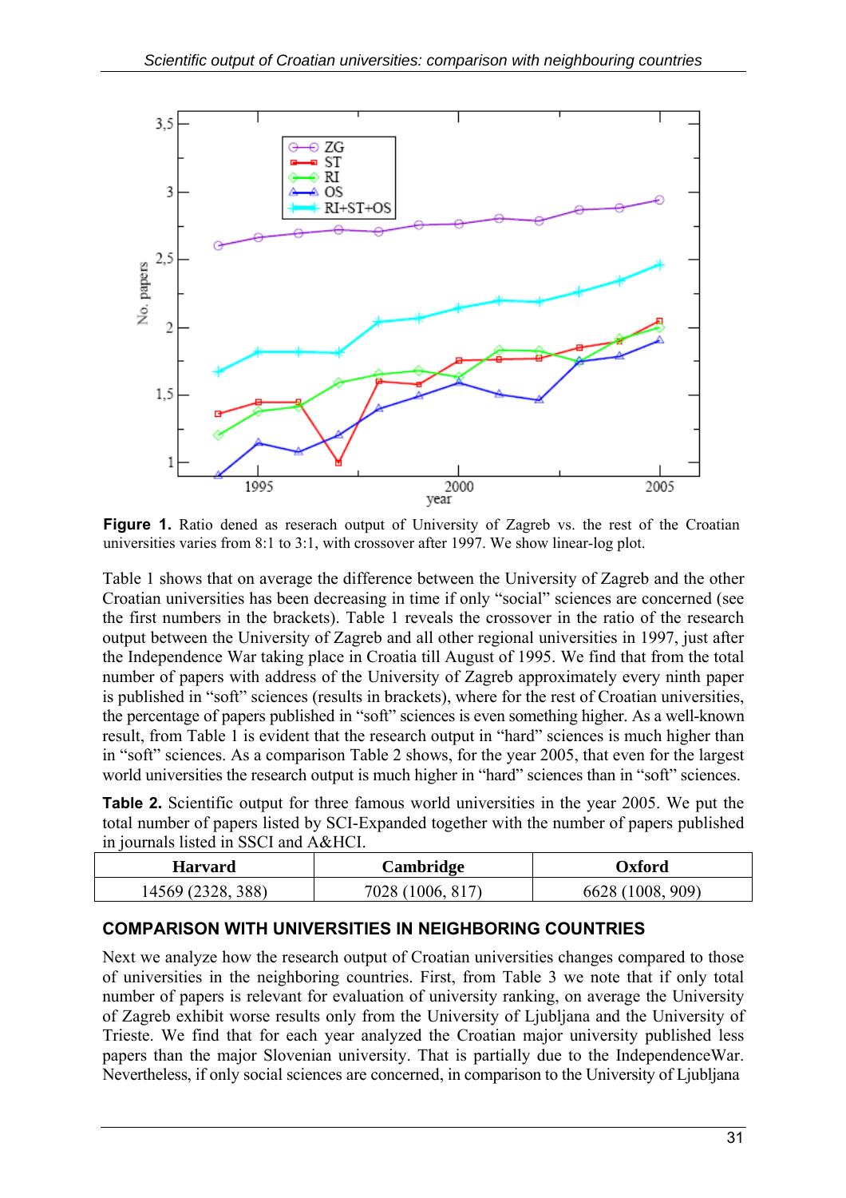**Figure 1.** Ratio dened as reserach output of University of Zagreb vs. the rest of the Croatian universities varies from 8:1 to 3:1, with crossover after 1997. We show linear-log plot.

Table 1 shows that on average the difference between the University of Zagreb and the other Croatian universities has been decreasing in time if only "social" sciences are concerned (see the first numbers in the brackets). Table 1 reveals the crossover in the ratio of the research output between the University of Zagreb and all other regional universities in 1997, just after the Independence War taking place in Croatia till August of 1995. We find that from the total number of papers with address of the University of Zagreb approximately every ninth paper is published in "soft" sciences (results in brackets), where for the rest of Croatian universities, the percentage of papers published in "soft" sciences is even something higher. As a well-known result, from Table 1 is evident that the research output in "hard" sciences is much higher than in "soft" sciences. As a comparison Table 2 shows, for the year 2005, that even for the largest world universities the research output is much higher in "hard" sciences than in "soft" sciences.

**Table 2.** Scientific output for three famous world universities in the year 2005. We put the total number of papers listed by SCI-Expanded together with the number of papers published in journals listed in SSCI and A&HCI.

| Harvard | Cambridge | Oxford |
| --- | --- | --- |
| 14569 (2328, 388) | 7028 (1006, 817) | 6628 (1008, 909) |

## COMPARISON WITH UNIVERSITIES IN NEIGHBORING COUNTRIES

Next we analyze how the research output of Croatian universities changes compared to those of universities in the neighboring countries. First, from Table 3 we note that if only total number of papers is relevant for evaluation of university ranking, on average the University of Zagreb exhibit worse results only from the University of Ljubljana and the University of Trieste. We find that for each year analyzed the Croatian major university published less papers than the major Slovenian university. That is partially due to the IndependenceWar. Nevertheless, if only social sciences are concerned, in comparison to the University of Ljubljana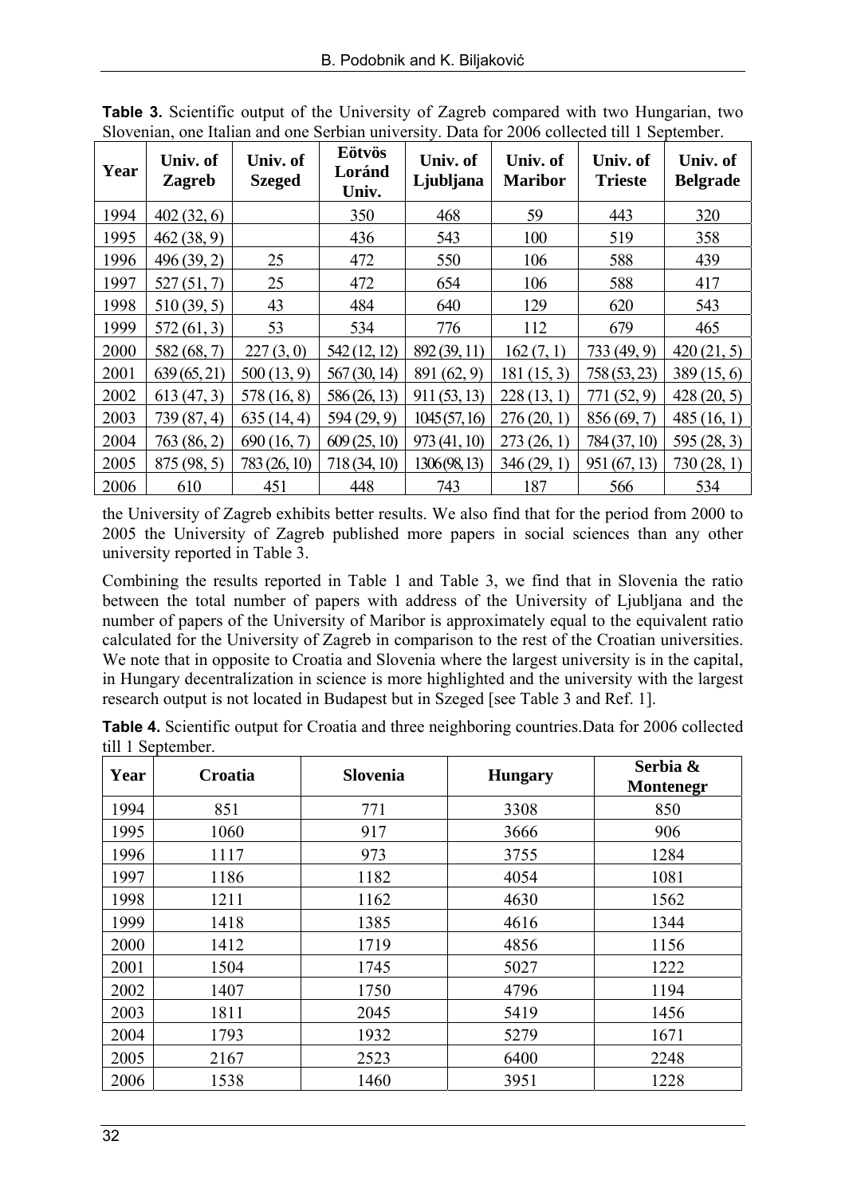**Table 3.** Scientific output of the University of Zagreb compared with two Hungarian, two Slovenian, one Italian and one Serbian university. Data for 2006 collected till 1 September.

| Year | Univ. of Zagreb | Univ. of Szeged | Eötvös Loránd Univ. | Univ. of Ljubljana | Univ. of Maribor | Univ. of Trieste | Univ. of Belgrade |
|---|---|---|---|---|---|---|---|
| 1994 | 402 (32, 6) | | 350 | 468 | 59 | 443 | 320 |
| 1995 | 462 (38, 9) | | 436 | 543 | 100 | 519 | 358 |
| 1996 | 496 (39, 2) | 25 | 472 | 550 | 106 | 588 | 439 |
| 1997 | 527 (51, 7) | 25 | 472 | 654 | 106 | 588 | 417 |
| 1998 | 510 (39, 5) | 43 | 484 | 640 | 129 | 620 | 543 |
| 1999 | 572 (61, 3) | 53 | 534 | 776 | 112 | 679 | 465 |
| 2000 | 582 (68, 7) | 227 (3, 0) | 542 (12, 12) | 892 (39, 11) | 162 (7, 1) | 733 (49, 9) | 420 (21, 5) |
| 2001 | 639 (65, 21) | 500 (13, 9) | 567 (30, 14) | 891 (62, 9) | 181 (15, 3) | 758 (53, 23) | 389 (15, 6) |
| 2002 | 613 (47, 3) | 578 (16, 8) | 586 (26, 13) | 911 (53, 13) | 228 (13, 1) | 771 (52, 9) | 428 (20, 5) |
| 2003 | 739 (87, 4) | 635 (14, 4) | 594 (29, 9) | 1045 (57, 16) | 276 (20, 1) | 856 (69, 7) | 485 (16, 1) |
| 2004 | 763 (86, 2) | 690 (16, 7) | 609 (25, 10) | 973 (41, 10) | 273 (26, 1) | 784 (37, 10) | 595 (28, 3) |
| 2005 | 875 (98, 5) | 783 (26, 10) | 718 (34, 10) | 1306 (98, 13) | 346 (29, 1) | 951 (67, 13) | 730 (28, 1) |
| 2006 | 610 | 451 | 448 | 743 | 187 | 566 | 534 |

the University of Zagreb exhibits better results. We also find that for the period from 2000 to 2005 the University of Zagreb published more papers in social sciences than any other university reported in Table 3.

Combining the results reported in Table 1 and Table 3, we find that in Slovenia the ratio between the total number of papers with address of the University of Ljubljana and the number of papers of the University of Maribor is approximately equal to the equivalent ratio calculated for the University of Zagreb in comparison to the rest of the Croatian universities. We note that in opposite to Croatia and Slovenia where the largest university is in the capital, in Hungary decentralization in science is more highlighted and the university with the largest research output is not located in Budapest but in Szeged [see Table 3 and Ref. 1].

**Table 4.** Scientific output for Croatia and three neighboring countries.Data for 2006 collected till 1 September.

| Year | Croatia | Slovenia | Hungary | Serbia & Montenegr |
|---|---|---|---|---|
| 1994 | 851 | 771 | 3308 | 850 |
| 1995 | 1060 | 917 | 3666 | 906 |
| 1996 | 1117 | 973 | 3755 | 1284 |
| 1997 | 1186 | 1182 | 4054 | 1081 |
| 1998 | 1211 | 1162 | 4630 | 1562 |
| 1999 | 1418 | 1385 | 4616 | 1344 |
| 2000 | 1412 | 1719 | 4856 | 1156 |
| 2001 | 1504 | 1745 | 5027 | 1222 |
| 2002 | 1407 | 1750 | 4796 | 1194 |
| 2003 | 1811 | 2045 | 5419 | 1456 |
| 2004 | 1793 | 1932 | 5279 | 1671 |
| 2005 | 2167 | 2523 | 6400 | 2248 |
| 2006 | 1538 | 1460 | 3951 | 1228 |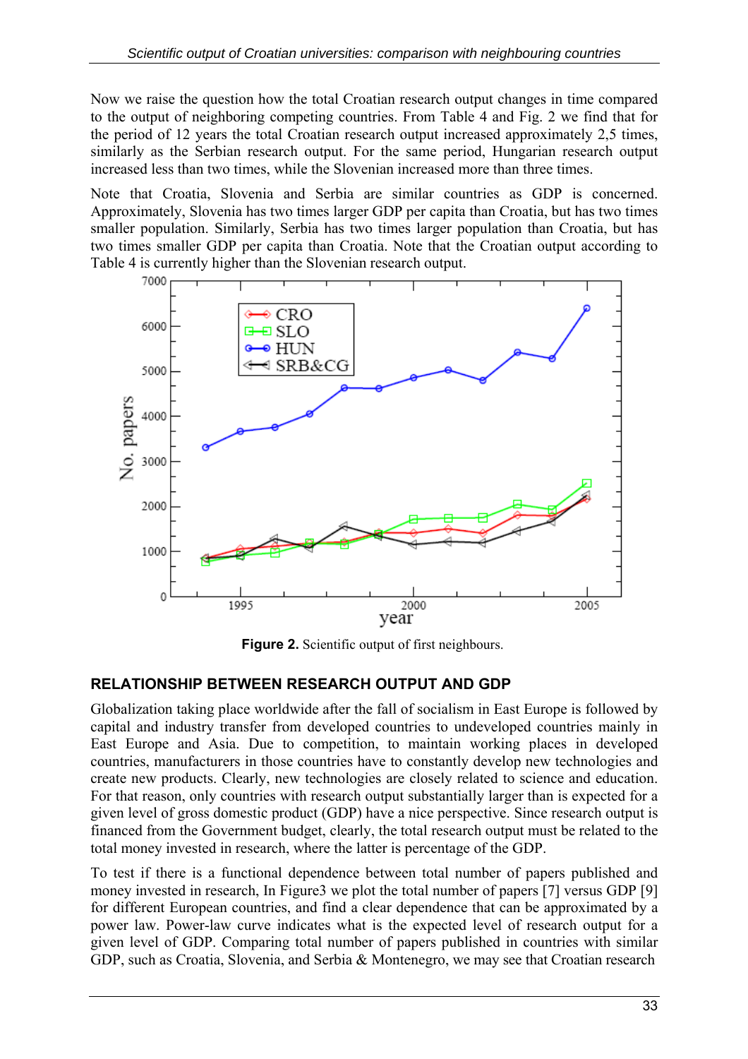Now we raise the question how the total Croatian research output changes in time compared to the output of neighboring competing countries. From Table 4 and Fig. 2 we find that for the period of 12 years the total Croatian research output increased approximately 2,5 times, similarly as the Serbian research output. For the same period, Hungarian research output increased less than two times, while the Slovenian increased more than three times.

Note that Croatia, Slovenia and Serbia are similar countries as GDP is concerned. Approximately, Slovenia has two times larger GDP per capita than Croatia, but has two times smaller population. Similarly, Serbia has two times larger population than Croatia, but has two times smaller GDP per capita than Croatia. Note that the Croatian output according to Table 4 is currently higher than the Slovenian research output.

**Figure 2.** Scientific output of first neighbours.

## RELATIONSHIP BETWEEN RESEARCH OUTPUT AND GDP

Globalization taking place worldwide after the fall of socialism in East Europe is followed by capital and industry transfer from developed countries to undeveloped countries mainly in East Europe and Asia. Due to competition, to maintain working places in developed countries, manufacturers in those countries have to constantly develop new technologies and create new products. Clearly, new technologies are closely related to science and education. For that reason, only countries with research output substantially larger than is expected for a given level of gross domestic product (GDP) have a nice perspective. Since research output is financed from the Government budget, clearly, the total research output must be related to the total money invested in research, where the latter is percentage of the GDP.

To test if there is a functional dependence between total number of papers published and money invested in research, In Figure3 we plot the total number of papers [7] versus GDP [9] for different European countries, and find a clear dependence that can be approximated by a power law. Power-law curve indicates what is the expected level of research output for a given level of GDP. Comparing total number of papers published in countries with similar GDP, such as Croatia, Slovenia, and Serbia & Montenegro, we may see that Croatian research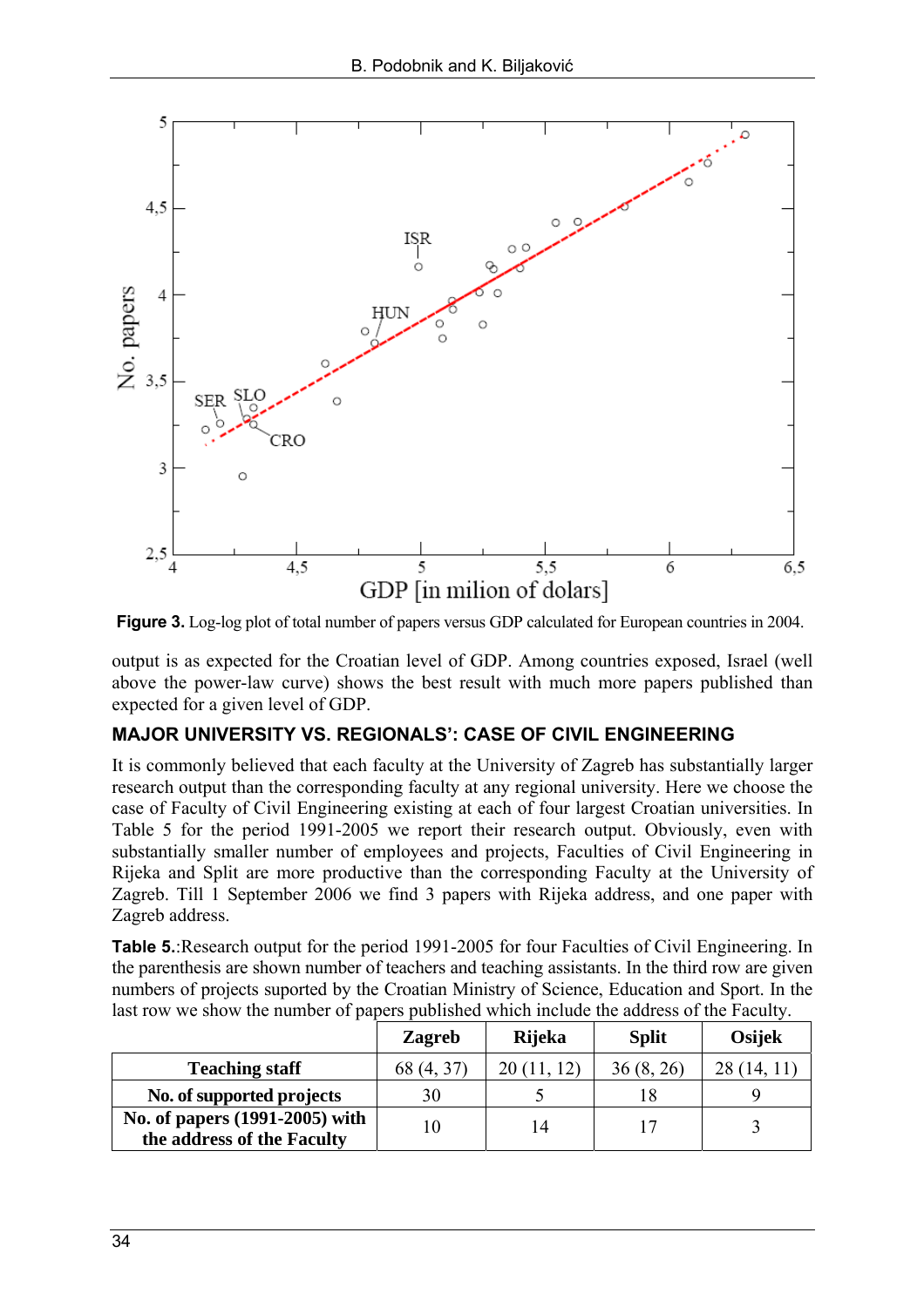**Figure 3.** Log-log plot of total number of papers versus GDP calculated for European countries in 2004.

output is as expected for the Croatian level of GDP. Among countries exposed, Israel (well above the power-law curve) shows the best result with much more papers published than expected for a given level of GDP.

## MAJOR UNIVERSITY VS. REGIONALS': CASE OF CIVIL ENGINEERING

It is commonly believed that each faculty at the University of Zagreb has substantially larger research output than the corresponding faculty at any regional university. Here we choose the case of Faculty of Civil Engineering existing at each of four largest Croatian universities. In Table 5 for the period 1991-2005 we report their research output. Obviously, even with substantially smaller number of employees and projects, Faculties of Civil Engineering in Rijeka and Split are more productive than the corresponding Faculty at the University of Zagreb. Till 1 September 2006 we find 3 papers with Rijeka address, and one paper with Zagreb address.

**Table 5.**:Research output for the period 1991-2005 for four Faculties of Civil Engineering. In the parenthesis are shown number of teachers and teaching assistants. In the third row are given numbers of projects suported by the Croatian Ministry of Science, Education and Sport. In the last row we show the number of papers published which include the address of the Faculty.

| | Zagreb | Rijeka | Split | Osijek |
|---|---|---|---|---|
| **Teaching staff** | 68 (4, 37) | 20 (11, 12) | 36 (8, 26) | 28 (14, 11) |
| **No. of supported projects** | 30 | 5 | 18 | 9 |
| **No. of papers (1991-2005) with the address of the Faculty** | 10 | 14 | 17 | 3 |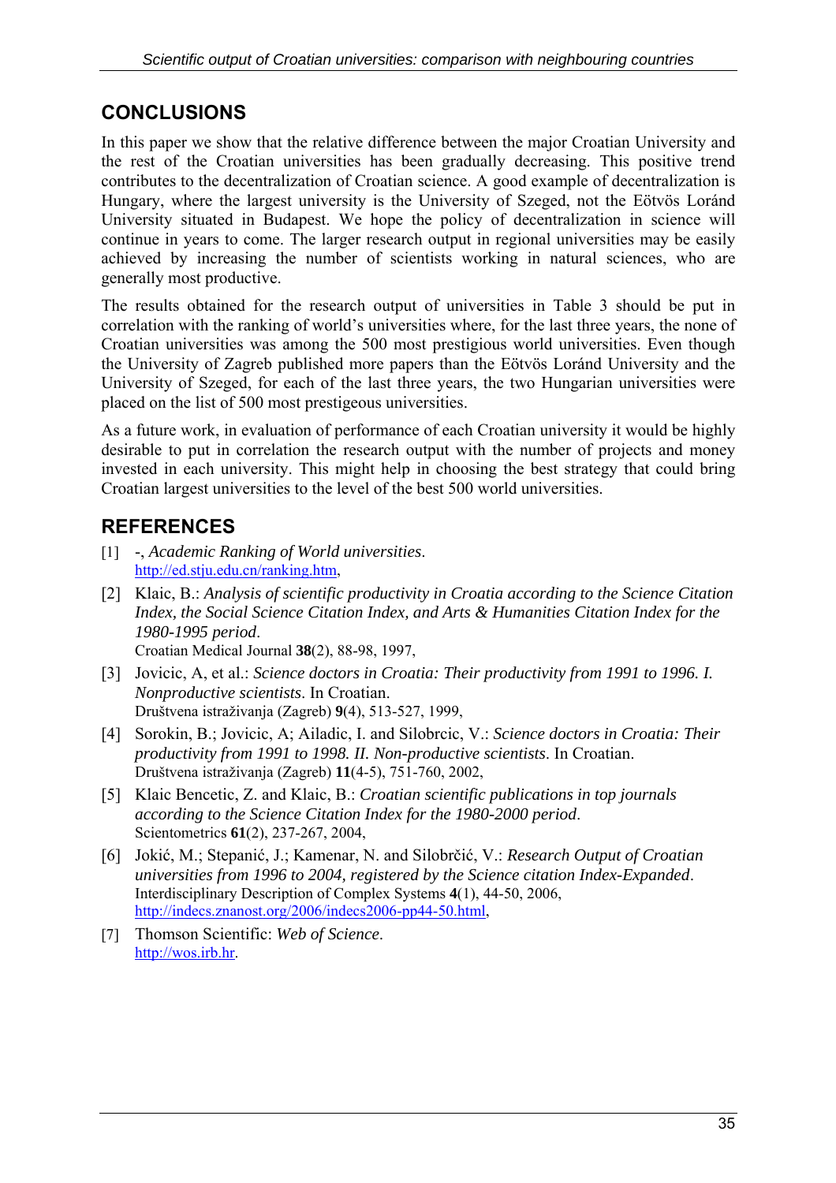## CONCLUSIONS

In this paper we show that the relative difference between the major Croatian University and the rest of the Croatian universities has been gradually decreasing. This positive trend contributes to the decentralization of Croatian science. A good example of decentralization is Hungary, where the largest university is the University of Szeged, not the Eötvös Loránd University situated in Budapest. We hope the policy of decentralization in science will continue in years to come. The larger research output in regional universities may be easily achieved by increasing the number of scientists working in natural sciences, who are generally most productive.

The results obtained for the research output of universities in Table 3 should be put in correlation with the ranking of world's universities where, for the last three years, the none of Croatian universities was among the 500 most prestigious world universities. Even though the University of Zagreb published more papers than the Eötvös Loránd University and the University of Szeged, for each of the last three years, the two Hungarian universities were placed on the list of 500 most prestigeous universities.

As a future work, in evaluation of performance of each Croatian university it would be highly desirable to put in correlation the research output with the number of projects and money invested in each university. This might help in choosing the best strategy that could bring Croatian largest universities to the level of the best 500 world universities.

## REFERENCES

[1] -, *Academic Ranking of World universities*.
http://ed.stju.edu.cn/ranking.htm,

[2] Klaic, B.: *Analysis of scientific productivity in Croatia according to the Science Citation Index, the Social Science Citation Index, and Arts & Humanities Citation Index for the 1980-1995 period*.
Croatian Medical Journal **38**(2), 88-98, 1997,

[3] Jovicic, A, et al.: *Science doctors in Croatia: Their productivity from 1991 to 1996. I. Nonproductive scientists*. In Croatian.
Društvena istraživanja (Zagreb) **9**(4), 513-527, 1999,

[4] Sorokin, B.; Jovicic, A; Ailadic, I. and Silobrcic, V.: *Science doctors in Croatia: Their productivity from 1991 to 1998. II. Non-productive scientists*. In Croatian.
Društvena istraživanja (Zagreb) **11**(4-5), 751-760, 2002,

[5] Klaic Bencetic, Z. and Klaic, B.: *Croatian scientific publications in top journals according to the Science Citation Index for the 1980-2000 period*.
Scientometrics **61**(2), 237-267, 2004,

[6] Jokić, M.; Stepanić, J.; Kamenar, N. and Silobrčić, V.: *Research Output of Croatian universities from 1996 to 2004, registered by the Science citation Index-Expanded*.
Interdisciplinary Description of Complex Systems **4**(1), 44-50, 2006,
http://indecs.znanost.org/2006/indecs2006-pp44-50.html,

[7] Thomson Scientific: *Web of Science*.
http://wos.irb.hr.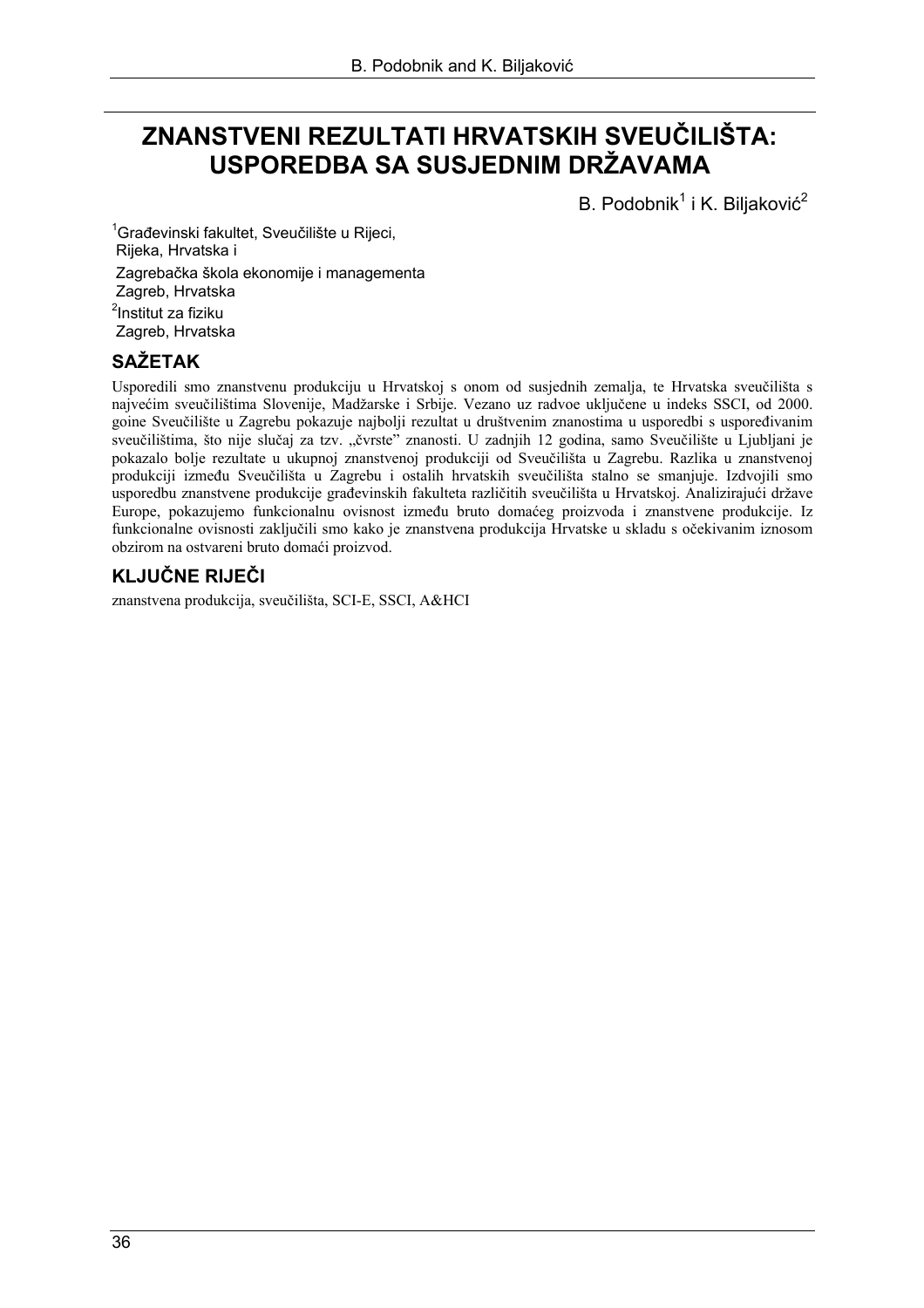# ZNANSTVENI REZULTATI HRVATSKIH SVEUČILIŠTA: USPOREDBA SA SUSJEDNIM DRŽAVAMA

B. Podobnik[1] i K. Biljaković[2]

[1]Građevinski fakultet, Sveučilište u Rijeci, Rijeka, Hrvatska i Zagrebačka škola ekonomije i managementa Zagreb, Hrvatska

[2]Institut za fiziku Zagreb, Hrvatska

## SAŽETAK

Usporedili smo znanstvenu produkciju u Hrvatskoj s onom od susjednih zemalja, te Hrvatska sveučilišta s najvećim sveučilištima Slovenije, Madžarske i Srbije. Vezano uz radvoe uključene u indeks SSCI, od 2000. goine Sveučilište u Zagrebu pokazuje najbolji rezultat u društvenim znanostima u usporedbi s uspoređivanim sveučilištima, što nije slučaj za tzv. „čvrste" znanosti. U zadnjih 12 godina, samo Sveučilište u Ljubljani je pokazalo bolje rezultate u ukupnoj znanstvenoj produkciji od Sveučilišta u Zagrebu. Razlika u znanstvenoj produkciji između Sveučilišta u Zagrebu i ostalih hrvatskih sveučilišta stalno se smanjuje. Izdvojili smo usporedbu znanstvene produkcije građevinskih fakulteta različitih sveučilišta u Hrvatskoj. Analizirajući države Europe, pokazujemo funkcionalnu ovisnost između bruto domaćeg proizvoda i znanstvene produkcije. Iz funkcionalne ovisnosti zaključili smo kako je znanstvena produkcija Hrvatske u skladu s očekivanim iznosom obzirom na ostvareni bruto domaći proizvod.

## KLJUČNE RIJEČI

znanstvena produkcija, sveučilišta, SCI-E, SSCI, A&HCI